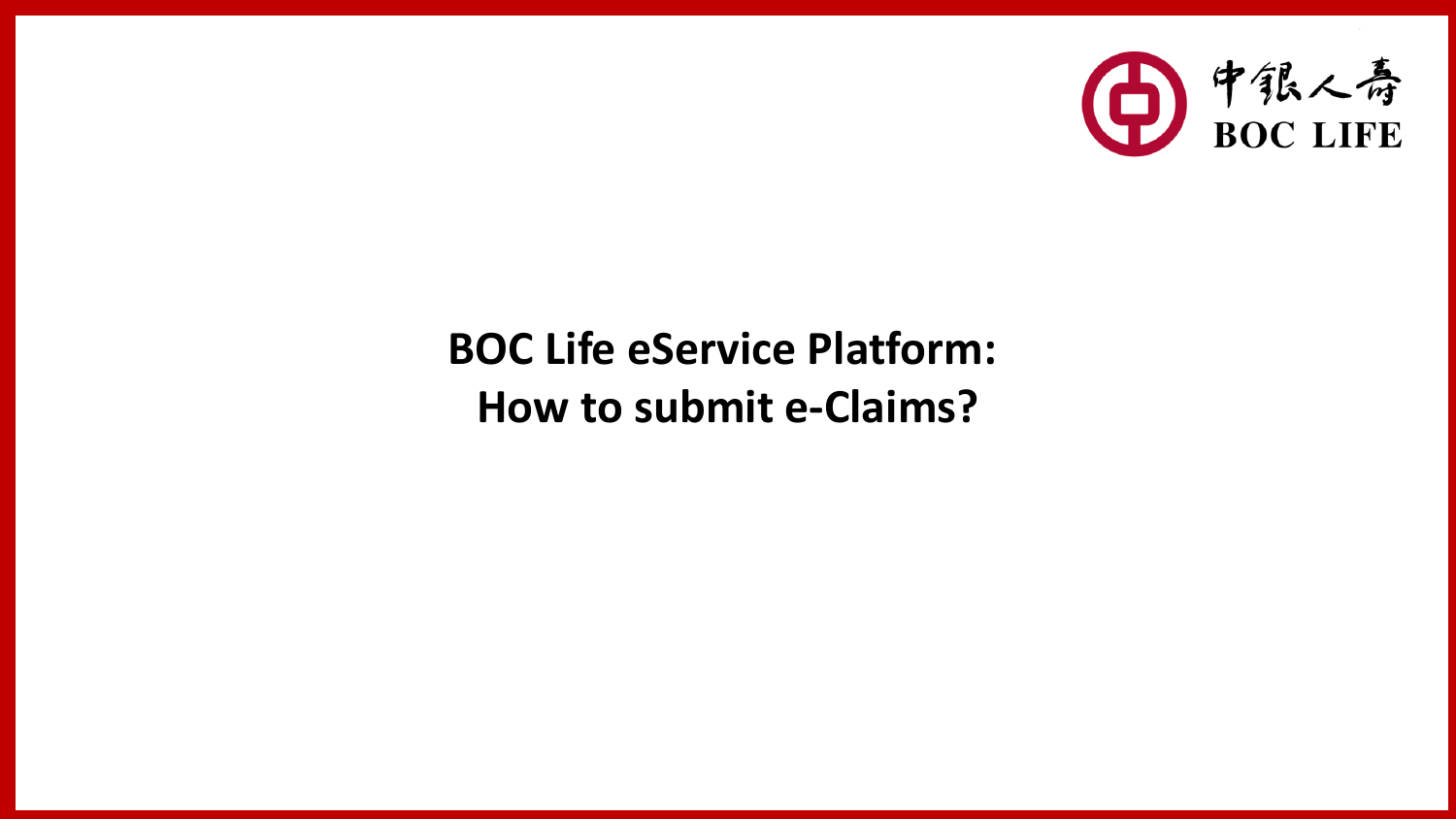中銀人壽
BOC LIFE

# BOC Life eService Platform: How to submit e-Claims?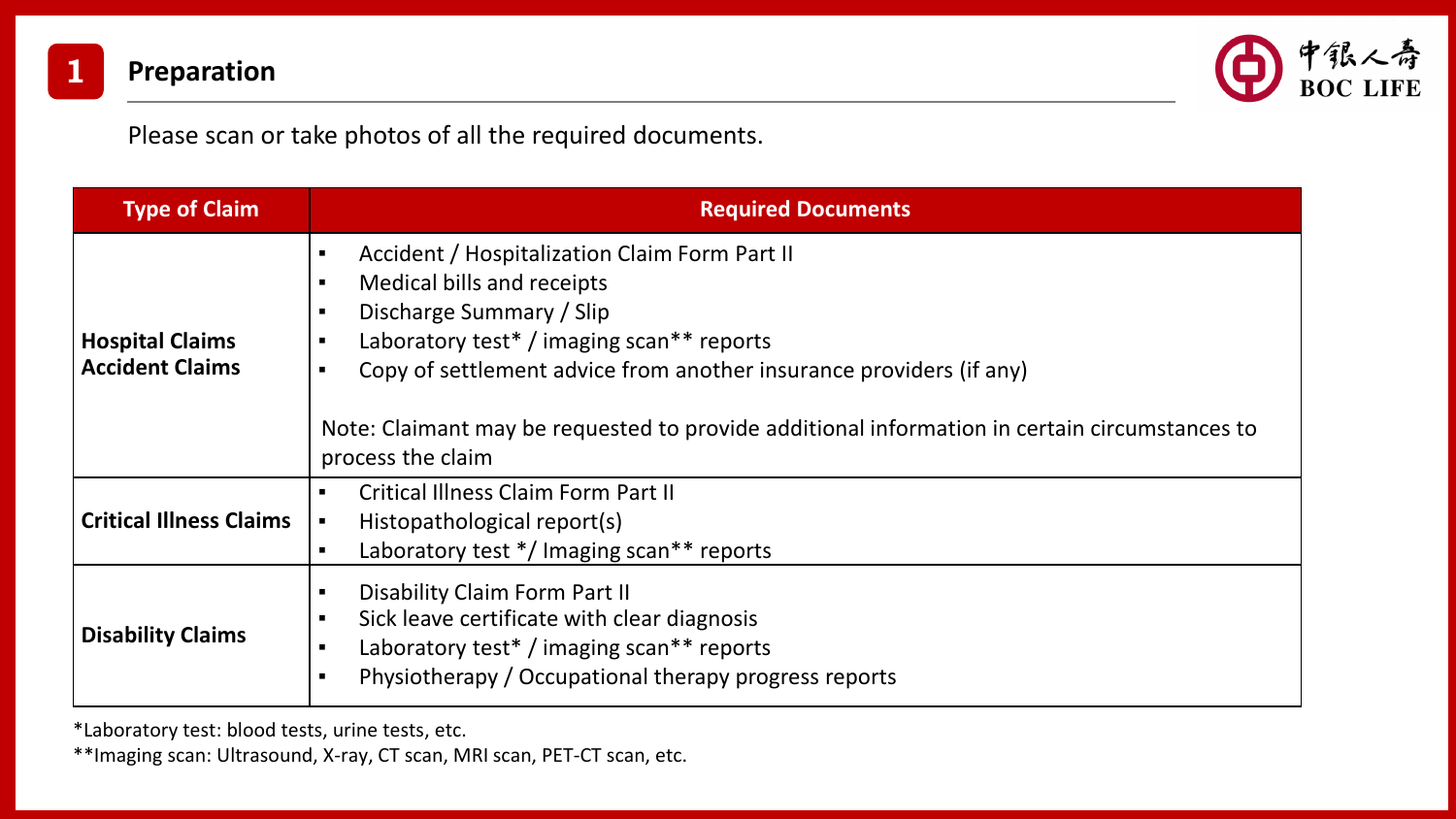## 1 Preparation

Please scan or take photos of all the required documents.

| Type of Claim | Required Documents |
|---|---|
| **Hospital Claims**<br>**Accident Claims** | ▪ Accident / Hospitalization Claim Form Part II<br>▪ Medical bills and receipts<br>▪ Discharge Summary / Slip<br>▪ Laboratory test* / imaging scan** reports<br>▪ Copy of settlement advice from another insurance providers (if any)<br><br>Note: Claimant may be requested to provide additional information in certain circumstances to process the claim |
| **Critical Illness Claims** | ▪ Critical Illness Claim Form Part II<br>▪ Histopathological report(s)<br>▪ Laboratory test */ Imaging scan** reports |
| **Disability Claims** | ▪ Disability Claim Form Part II<br>▪ Sick leave certificate with clear diagnosis<br>▪ Laboratory test* / imaging scan** reports<br>▪ Physiotherapy / Occupational therapy progress reports |

*Laboratory test: blood tests, urine tests, etc.

**Imaging scan: Ultrasound, X-ray, CT scan, MRI scan, PET-CT scan, etc.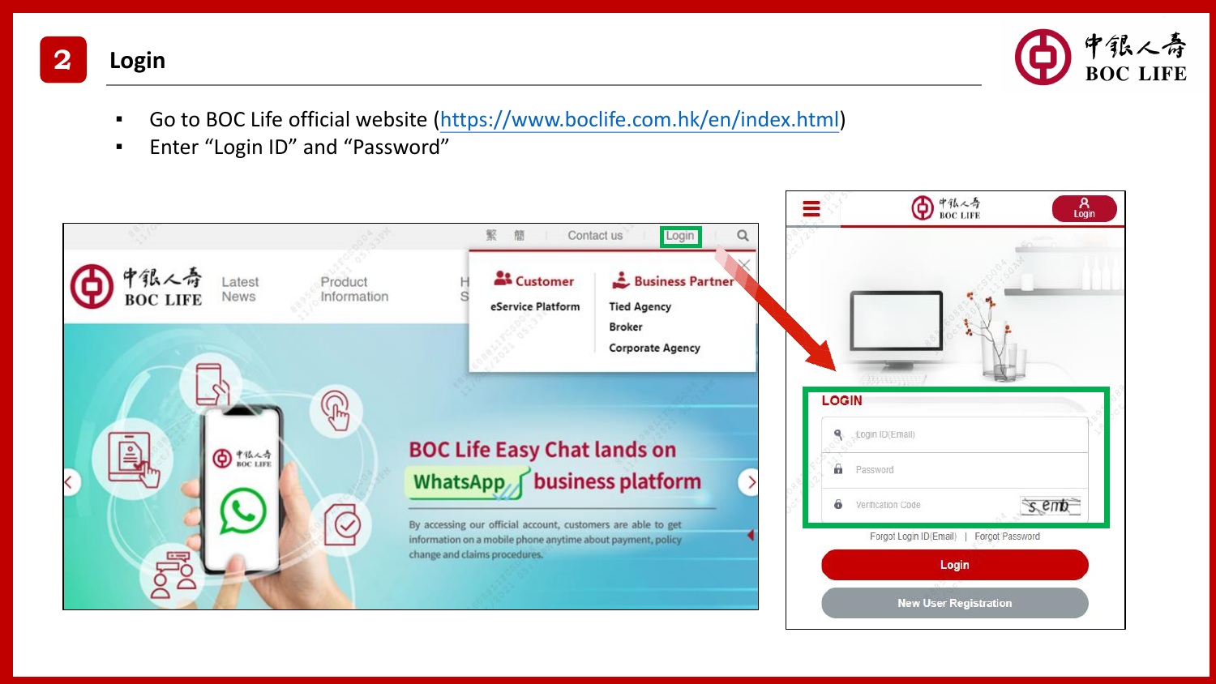## 2 Login

- Go to BOC Life official website (https://www.boclife.com.hk/en/index.html)
- Enter “Login ID” and “Password”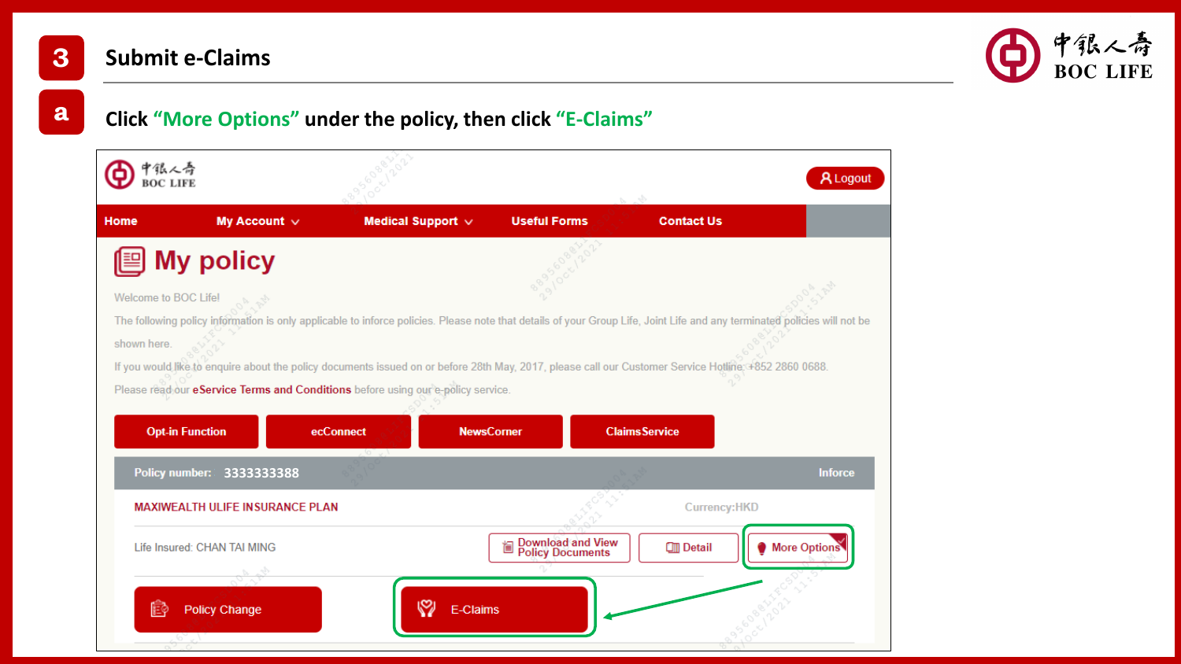## 3 Submit e-Claims

### a Click "More Options" under the policy, then click "E-Claims"

BOC LIFE

Logout

Home | My Account | Medical Support | Useful Forms | Contact Us

# My policy

Welcome to BOC Life!

The following policy information is only applicable to inforce policies. Please note that details of your Group Life, Joint Life and any terminated policies will not be shown here.

If you would like to enquire about the policy documents issued on or before 28th May, 2017, please call our Customer Service Hotline: +852 2860 0688.

Please read our eService Terms and Conditions before using our e-policy service.

Opt-in Function | ecConnect | NewsCorner | ClaimsService

Policy number: 3333333388 Inforce

MAXIWEALTH ULIFE INSURANCE PLAN Currency:HKD

Life Insured: CHAN TAI MING

Download and View Policy Documents | Detail | More Options

Policy Change | E-Claims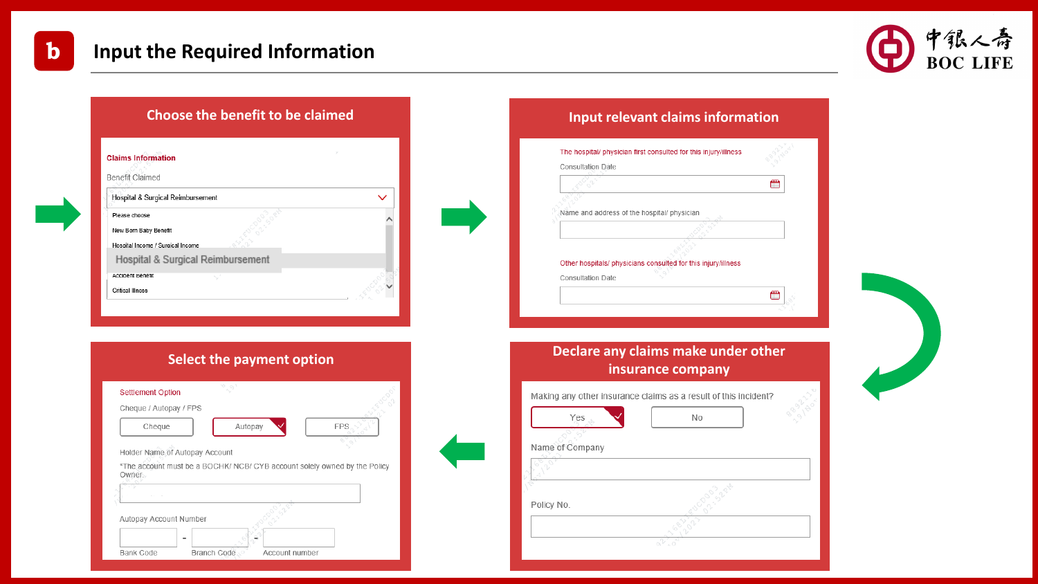# b Input the Required Information

中銀人壽 BOC LIFE

## Choose the benefit to be claimed

Claims Information

Benefit Claimed

Hospital & Surgical Reimbursement

Please choose

New Born Baby Benefit

Hospital Income / Surgical Income

Hospital & Surgical Reimbursement

Accident Benefit

Critical Illness

## Input relevant claims information

The hospital/ physician first consulted for this injury/illness

Consultation Date

Name and address of the hospital/ physician

Other hospitals/ physicians consulted for this injury/illness

Consultation Date

## Declare any claims make under other insurance company

Making any other insurance claims as a result of this incident?

Yes | No

Name of Company

Policy No.

## Select the payment option

Settlement Option

Cheque / Autopay / FPS

Cheque | Autopay | FPS

Holder Name of Autopay Account

*The account must be a BOCHK/ NCB/ CYB account solely owned by the Policy Owner.

Autopay Account Number

Bank Code - Branch Code - Account number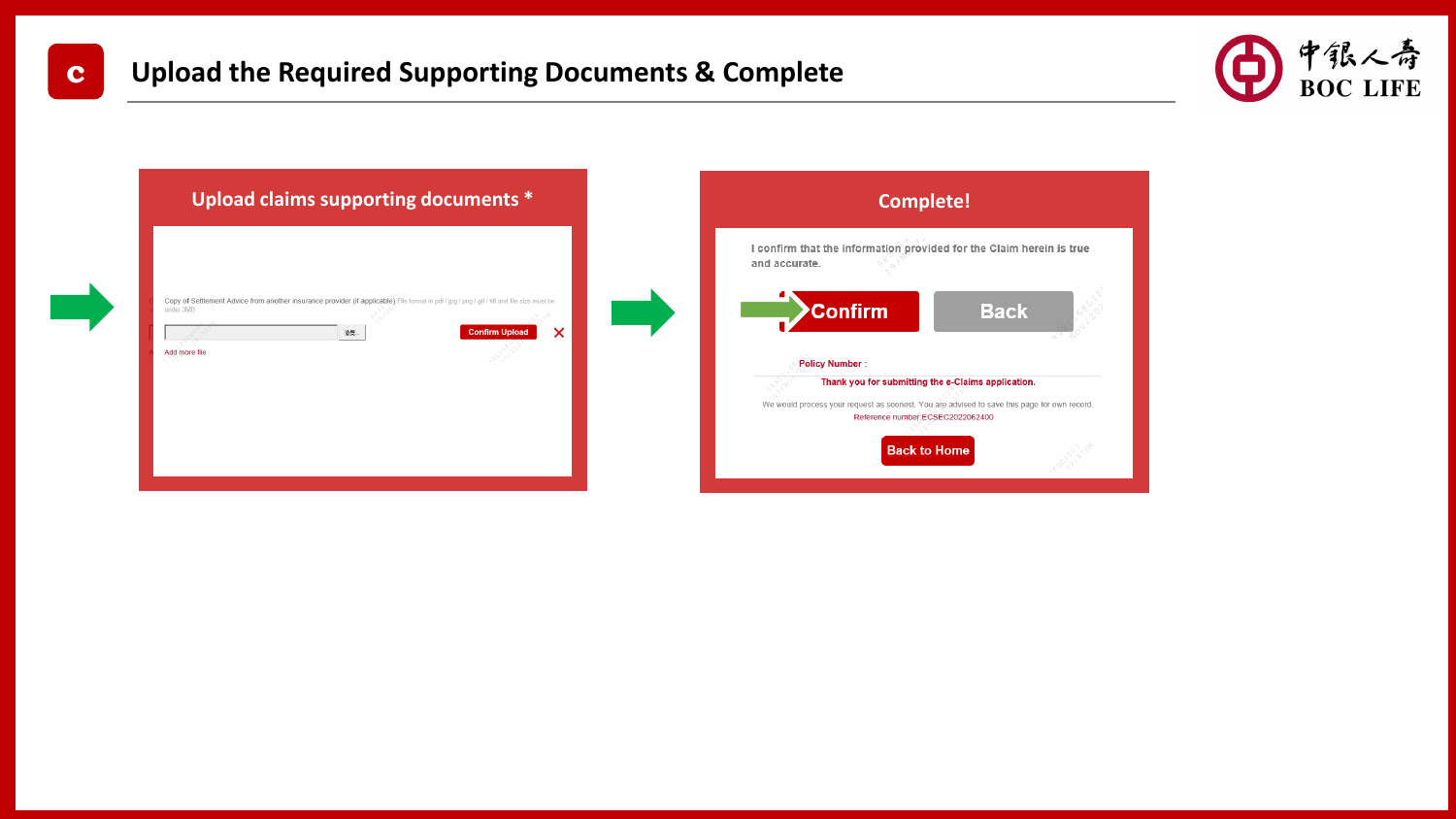# C Upload the Required Supporting Documents & Complete

## Upload claims supporting documents *

Copy of Settlement Advice from another insurance provider (if applicable) File format in pdf / jpg / png / gif / tiff and file size must be under 3MB

瀏覽...

Confirm Upload

Add more file

## Complete!

I confirm that the information provided for the Claim herein is true and accurate.

Confirm

Back

Policy Number :

Thank you for submitting the e-Claims application.

We would process your request as soonest. You are advised to save this page for own record.

Reference number ECSEC2022062400

Back to Home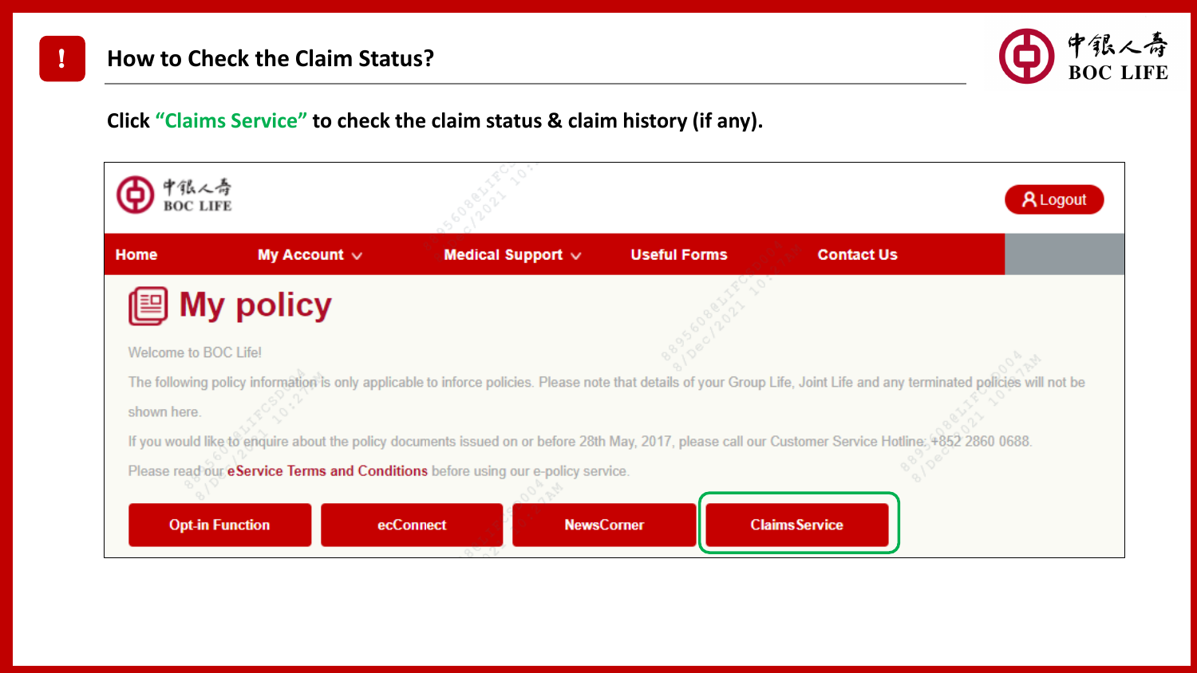## How to Check the Claim Status?

Click **"Claims Service"** to check the claim status & claim history (if any).

中銀人壽 BOC LIFE

Logout

Home | My Account | Medical Support | Useful Forms | Contact Us

# My policy

Welcome to BOC Life!

The following policy information is only applicable to inforce policies. Please note that details of your Group Life, Joint Life and any terminated policies will not be shown here.

If you would like to enquire about the policy documents issued on or before 28th May, 2017, please call our Customer Service Hotline: +852 2860 0688.

Please read our eService Terms and Conditions before using our e-policy service.

Opt-in Function | ecConnect | NewsCorner | Claims Service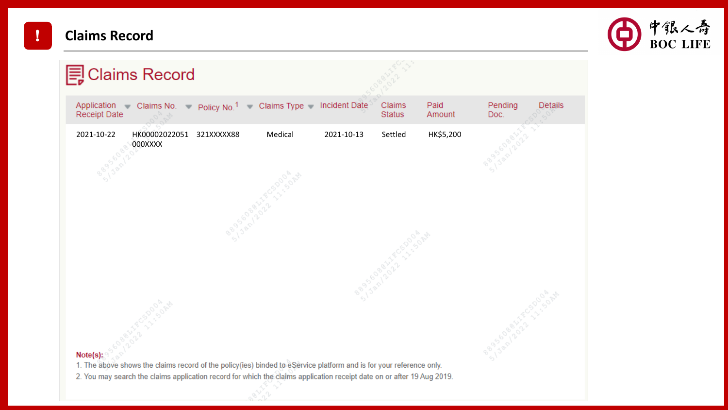# Claims Record

中銀人壽 BOC LIFE

## Claims Record

| Application Receipt Date | Claims No. | Policy No.[1] | Claims Type | Incident Date | Claims Status | Paid Amount | Pending Doc. | Details |
|---|---|---|---|---|---|---|---|---|
| 2021-10-22 | HK00002022051000XXXX | 321XXXXX88 | Medical | 2021-10-13 | Settled | HK$5,200 | | |

**Note(s):**

1. The above shows the claims record of the policy(ies) binded to eService platform and is for your reference only.
2. You may search the claims application record for which the claims application receipt date on or after 19 Aug 2019.